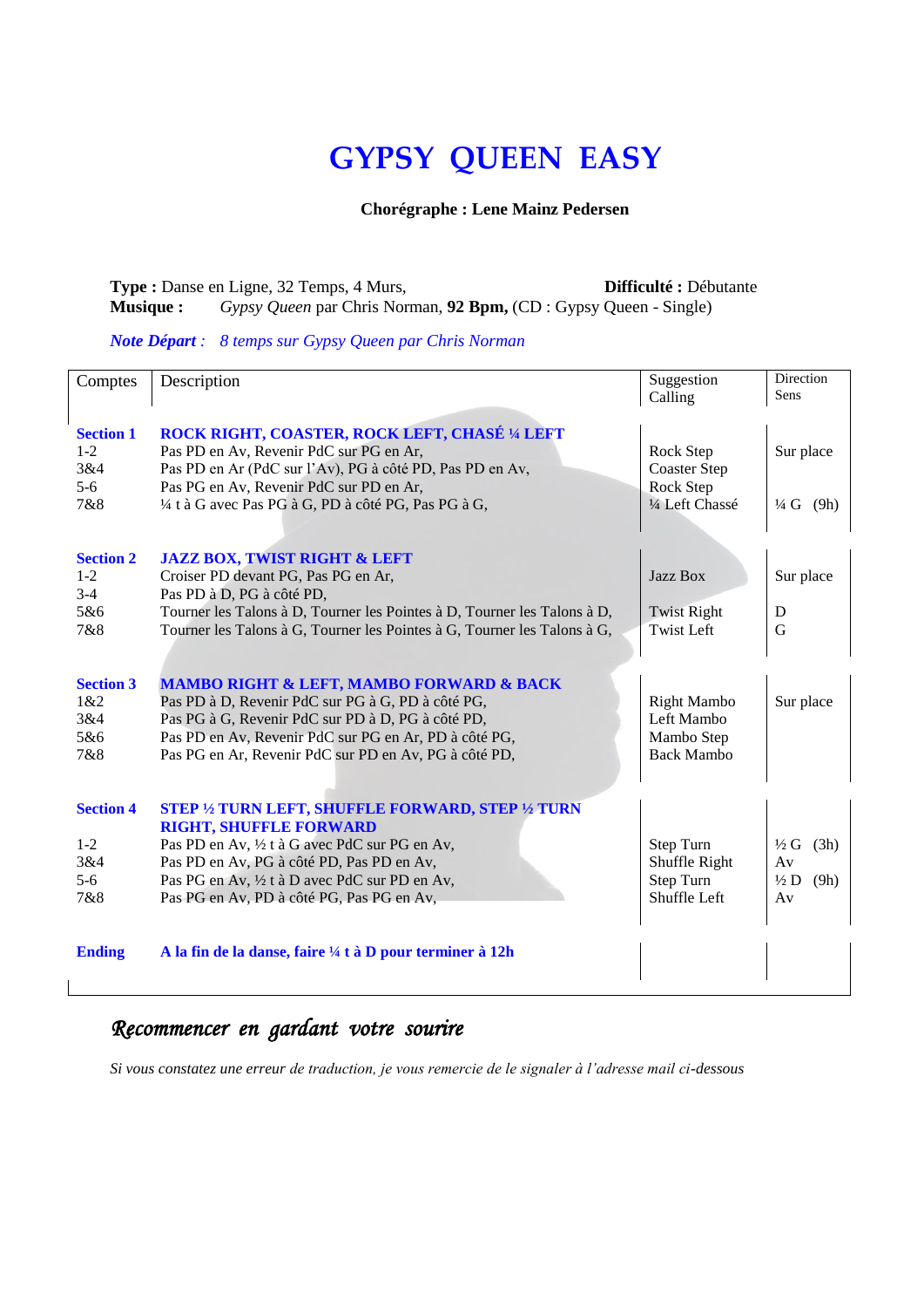# GYPSY QUEEN EASY

**Chorégraphe : Lene Mainz Pedersen**

**Type :** Danse en Ligne, 32 Temps, 4 Murs, **Difficulté :** Débutante
**Musique :** *Gypsy Queen* par Chris Norman, **92 Bpm,** (CD : Gypsy Queen - Single)

***Note Départ*** *: 8 temps sur Gypsy Queen par Chris Norman*

| Comptes | Description | Suggestion Calling | Direction Sens |
|---|---|---|---|
| **Section 1** | **ROCK RIGHT, COASTER, ROCK LEFT, CHASÉ ¼ LEFT** | | |
| 1-2 | Pas PD en Av, Revenir PdC sur PG en Ar, | Rock Step | Sur place |
| 3&4 | Pas PD en Ar (PdC sur l'Av), PG à côté PD, Pas PD en Av, | Coaster Step | |
| 5-6 | Pas PG en Av, Revenir PdC sur PD en Ar, | Rock Step | |
| 7&8 | ¼ t à G avec Pas PG à G, PD à côté PG, Pas PG à G, | ¼ Left Chassé | ¼ G (9h) |
| **Section 2** | **JAZZ BOX, TWIST RIGHT & LEFT** | | |
| 1-2 | Croiser PD devant PG, Pas PG en Ar, | Jazz Box | Sur place |
| 3-4 | Pas PD à D, PG à côté PD, | | |
| 5&6 | Tourner les Talons à D, Tourner les Pointes à D, Tourner les Talons à D, | Twist Right | D |
| 7&8 | Tourner les Talons à G, Tourner les Pointes à G, Tourner les Talons à G, | Twist Left | G |
| **Section 3** | **MAMBO RIGHT & LEFT, MAMBO FORWARD & BACK** | | |
| 1&2 | Pas PD à D, Revenir PdC sur PG à G, PD à côté PG, | Right Mambo | Sur place |
| 3&4 | Pas PG à G, Revenir PdC sur PD à D, PG à côté PD, | Left Mambo | |
| 5&6 | Pas PD en Av, Revenir PdC sur PG en Ar, PD à côté PG, | Mambo Step | |
| 7&8 | Pas PG en Ar, Revenir PdC sur PD en Av, PG à côté PD, | Back Mambo | |
| **Section 4** | **STEP ½ TURN LEFT, SHUFFLE FORWARD, STEP ½ TURN RIGHT, SHUFFLE FORWARD** | | |
| 1-2 | Pas PD en Av, ½ t à G avec PdC sur PG en Av, | Step Turn | ½ G (3h) |
| 3&4 | Pas PD en Av, PG à côté PD, Pas PD en Av, | Shuffle Right | Av |
| 5-6 | Pas PG en Av, ½ t à D avec PdC sur PD en Av, | Step Turn | ½ D (9h) |
| 7&8 | Pas PG en Av, PD à côté PG, Pas PG en Av, | Shuffle Left | Av |
| **Ending** | **A la fin de la danse, faire ¼ t à D pour terminer à 12h** | | |

*Recommencer en gardant votre sourire*

*Si vous constatez une erreur de traduction, je vous remercie de le signaler à l'adresse mail ci-dessous*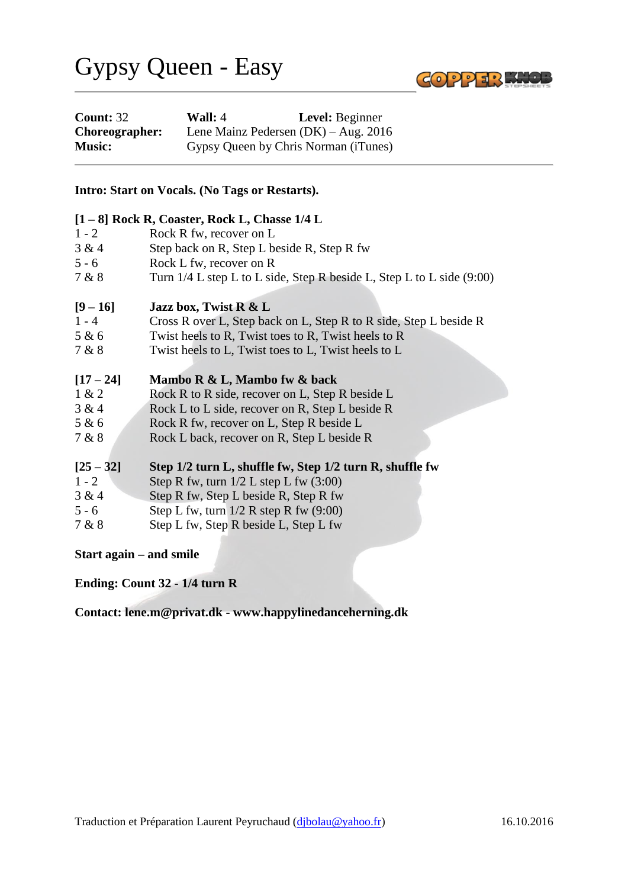# Gypsy Queen - Easy

COPPER KNOB

**Count:** 32 **Wall:** 4 **Level:** Beginner
**Choreographer:** Lene Mainz Pedersen (DK) – Aug. 2016
**Music:** Gypsy Queen by Chris Norman (iTunes)

**Intro: Start on Vocals. (No Tags or Restarts).**

**[1 – 8] Rock R, Coaster, Rock L, Chasse 1/4 L**

| | |
|---|---|
| 1 - 2 | Rock R fw, recover on L |
| 3 & 4 | Step back on R, Step L beside R, Step R fw |
| 5 - 6 | Rock L fw, recover on R |
| 7 & 8 | Turn 1/4 L step L to L side, Step R beside L, Step L to L side (9:00) |

**[9 – 16] Jazz box, Twist R & L**

| | |
|---|---|
| 1 - 4 | Cross R over L, Step back on L, Step R to R side, Step L beside R |
| 5 & 6 | Twist heels to R, Twist toes to R, Twist heels to R |
| 7 & 8 | Twist heels to L, Twist toes to L, Twist heels to L |

**[17 – 24] Mambo R & L, Mambo fw & back**

| | |
|---|---|
| 1 & 2 | Rock R to R side, recover on L, Step R beside L |
| 3 & 4 | Rock L to L side, recover on R, Step L beside R |
| 5 & 6 | Rock R fw, recover on L, Step R beside L |
| 7 & 8 | Rock L back, recover on R, Step L beside R |

**[25 – 32] Step 1/2 turn L, shuffle fw, Step 1/2 turn R, shuffle fw**

| | |
|---|---|
| 1 - 2 | Step R fw, turn 1/2 L step L fw (3:00) |
| 3 & 4 | Step R fw, Step L beside R, Step R fw |
| 5 - 6 | Step L fw, turn 1/2 R step R fw (9:00) |
| 7 & 8 | Step L fw, Step R beside L, Step L fw |

**Start again – and smile**

**Ending: Count 32 - 1/4 turn R**

**Contact: lene.m@privat.dk - www.happylinedanceherning.dk**

Traduction et Préparation Laurent Peyruchaud (djbolau@yahoo.fr) 16.10.2016